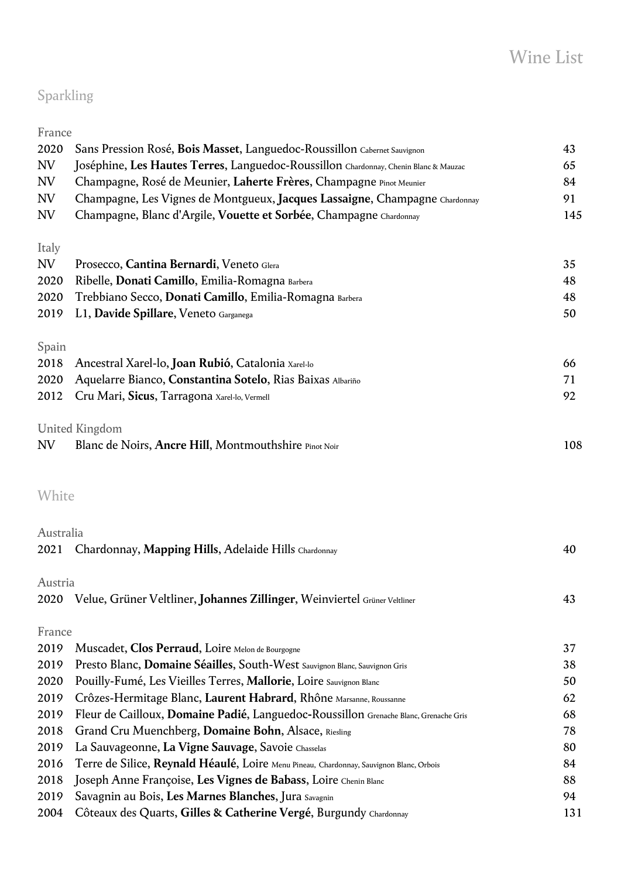# Wine List

## Sparkling

### France

| | | |
|---|---|---|
| 2020 | Sans Pression Rosé, **Bois Masset**, Languedoc-Roussillon Cabernet Sauvignon | 43 |
| NV | Joséphine, **Les Hautes Terres**, Languedoc-Roussillon Chardonnay, Chenin Blanc & Mauzac | 65 |
| NV | Champagne, Rosé de Meunier, **Laherte Frères**, Champagne Pinot Meunier | 84 |
| NV | Champagne, Les Vignes de Montgueux, **Jacques Lassaigne**, Champagne Chardonnay | 91 |
| NV | Champagne, Blanc d'Argile, **Vouette et Sorbée**, Champagne Chardonnay | 145 |

### Italy

| | | |
|---|---|---|
| NV | Prosecco, **Cantina Bernardi**, Veneto Glera | 35 |
| 2020 | Ribelle, **Donati Camillo**, Emilia-Romagna Barbera | 48 |
| 2020 | Trebbiano Secco, **Donati Camillo**, Emilia-Romagna Barbera | 48 |
| 2019 | L1, **Davide Spillare**, Veneto Garganega | 50 |

### Spain

| | | |
|---|---|---|
| 2018 | Ancestral Xarel-lo, **Joan Rubió**, Catalonia Xarel-lo | 66 |
| 2020 | Aquelarre Bianco, **Constantina Sotelo**, Rias Baixas Albariño | 71 |
| 2012 | Cru Mari, **Sicus**, Tarragona Xarel-lo, Vermell | 92 |

### United Kingdom

| | | |
|---|---|---|
| NV | Blanc de Noirs, **Ancre Hill**, Montmouthshire Pinot Noir | 108 |

## White

### Australia

| | | |
|---|---|---|
| 2021 | Chardonnay, **Mapping Hills**, Adelaide Hills Chardonnay | 40 |

### Austria

| | | |
|---|---|---|
| 2020 | Velue, Grüner Veltliner, **Johannes Zillinger**, Weinviertel Grüner Veltliner | 43 |

### France

| | | |
|---|---|---|
| 2019 | Muscadet, **Clos Perraud**, Loire Melon de Bourgogne | 37 |
| 2019 | Presto Blanc, **Domaine Séailles**, South-West Sauvignon Blanc, Sauvignon Gris | 38 |
| 2020 | Pouilly-Fumé, Les Vieilles Terres, **Mallorie**, Loire Sauvignon Blanc | 50 |
| 2019 | Crôzes-Hermitage Blanc, **Laurent Habrard**, Rhône Marsanne, Roussanne | 62 |
| 2019 | Fleur de Cailloux, **Domaine Padié**, Languedoc-Roussillon Grenache Blanc, Grenache Gris | 68 |
| 2018 | Grand Cru Muenchberg, **Domaine Bohn**, Alsace, Riesling | 78 |
| 2019 | La Sauvageonne, **La Vigne Sauvage**, Savoie Chasselas | 80 |
| 2016 | Terre de Silice, **Reynald Héaulé**, Loire Menu Pineau, Chardonnay, Sauvignon Blanc, Orbois | 84 |
| 2018 | Joseph Anne Françoise, **Les Vignes de Babass**, Loire Chenin Blanc | 88 |
| 2019 | Savagnin au Bois, **Les Marnes Blanches**, Jura Savagnin | 94 |
| 2004 | Côteaux des Quarts, **Gilles & Catherine Vergé**, Burgundy Chardonnay | 131 |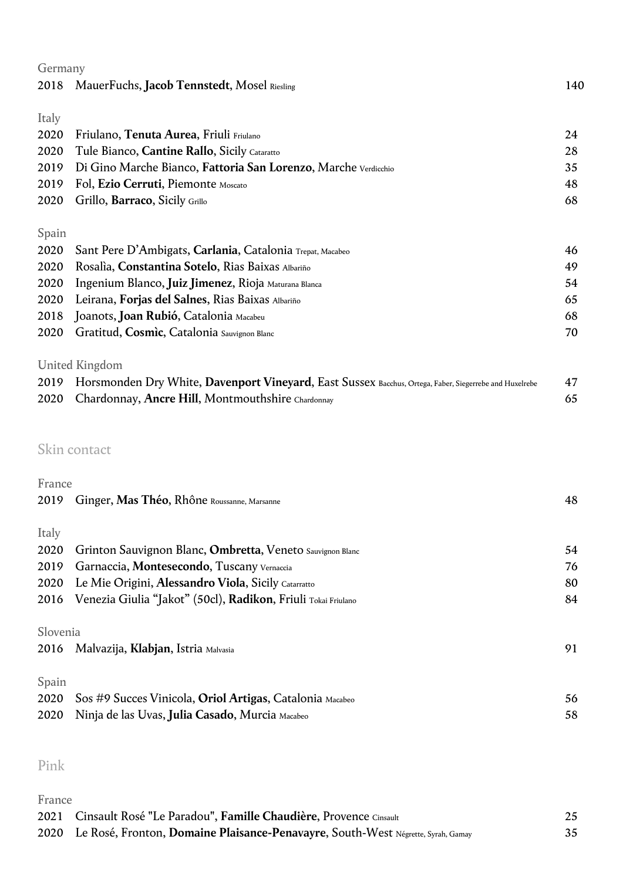Germany

| | | |
|---|---|---|
| 2018 | MauerFuchs, **Jacob Tennstedt**, Mosel Riesling | 140 |

Italy

| | | |
|---|---|---|
| 2020 | Friulano, **Tenuta Aurea**, Friuli Friulano | 24 |
| 2020 | Tule Bianco, **Cantine Rallo**, Sicily Cataratto | 28 |
| 2019 | Di Gino Marche Bianco, **Fattoria San Lorenzo**, Marche Verdicchio | 35 |
| 2019 | Fol, **Ezio Cerruti**, Piemonte Moscato | 48 |
| 2020 | Grillo, **Barraco**, Sicily Grillo | 68 |

Spain

| | | |
|---|---|---|
| 2020 | Sant Pere D'Ambigats, **Carlania**, Catalonia Trepat, Macabeo | 46 |
| 2020 | Rosalìa, **Constantina Sotelo**, Rias Baixas Albariño | 49 |
| 2020 | Ingenium Blanco, **Juiz Jimenez**, Rioja Maturana Blanca | 54 |
| 2020 | Leirana, **Forjas del Salnes**, Rias Baixas Albariño | 65 |
| 2018 | Joanots, **Joan Rubió**, Catalonia Macabeu | 68 |
| 2020 | Gratitud, **Cosmìc**, Catalonia Sauvignon Blanc | 70 |

United Kingdom

| | | |
|---|---|---|
| 2019 | Horsmonden Dry White, **Davenport Vineyard**, East Sussex Bacchus, Ortega, Faber, Siegerrebe and Huxelrebe | 47 |
| 2020 | Chardonnay, **Ancre Hill**, Montmouthshire Chardonnay | 65 |

## Skin contact

France

| | | |
|---|---|---|
| 2019 | Ginger, **Mas Théo**, Rhône Roussanne, Marsanne | 48 |

Italy

| | | |
|---|---|---|
| 2020 | Grinton Sauvignon Blanc, **Ombretta**, Veneto Sauvignon Blanc | 54 |
| 2019 | Garnaccia, **Montesecondo**, Tuscany Vernaccia | 76 |
| 2020 | Le Mie Origini, **Alessandro Viola**, Sicily Catarratto | 80 |
| 2016 | Venezia Giulia "Jakot" (50cl), **Radikon**, Friuli Tokai Friulano | 84 |

Slovenia

| | | |
|---|---|---|
| 2016 | Malvazija, **Klabjan**, Istria Malvasia | 91 |

Spain

| | | |
|---|---|---|
| 2020 | Sos #9 Succes Vinicola, **Oriol Artigas**, Catalonia Macabeo | 56 |
| 2020 | Ninja de las Uvas, **Julia Casado**, Murcia Macabeo | 58 |

## Pink

France

| | | |
|---|---|---|
| 2021 | Cinsault Rosé "Le Paradou", **Famille Chaudière**, Provence Cinsault | 25 |
| 2020 | Le Rosé, Fronton, **Domaine Plaisance-Penavayre**, South-West Négrette, Syrah, Gamay | 35 |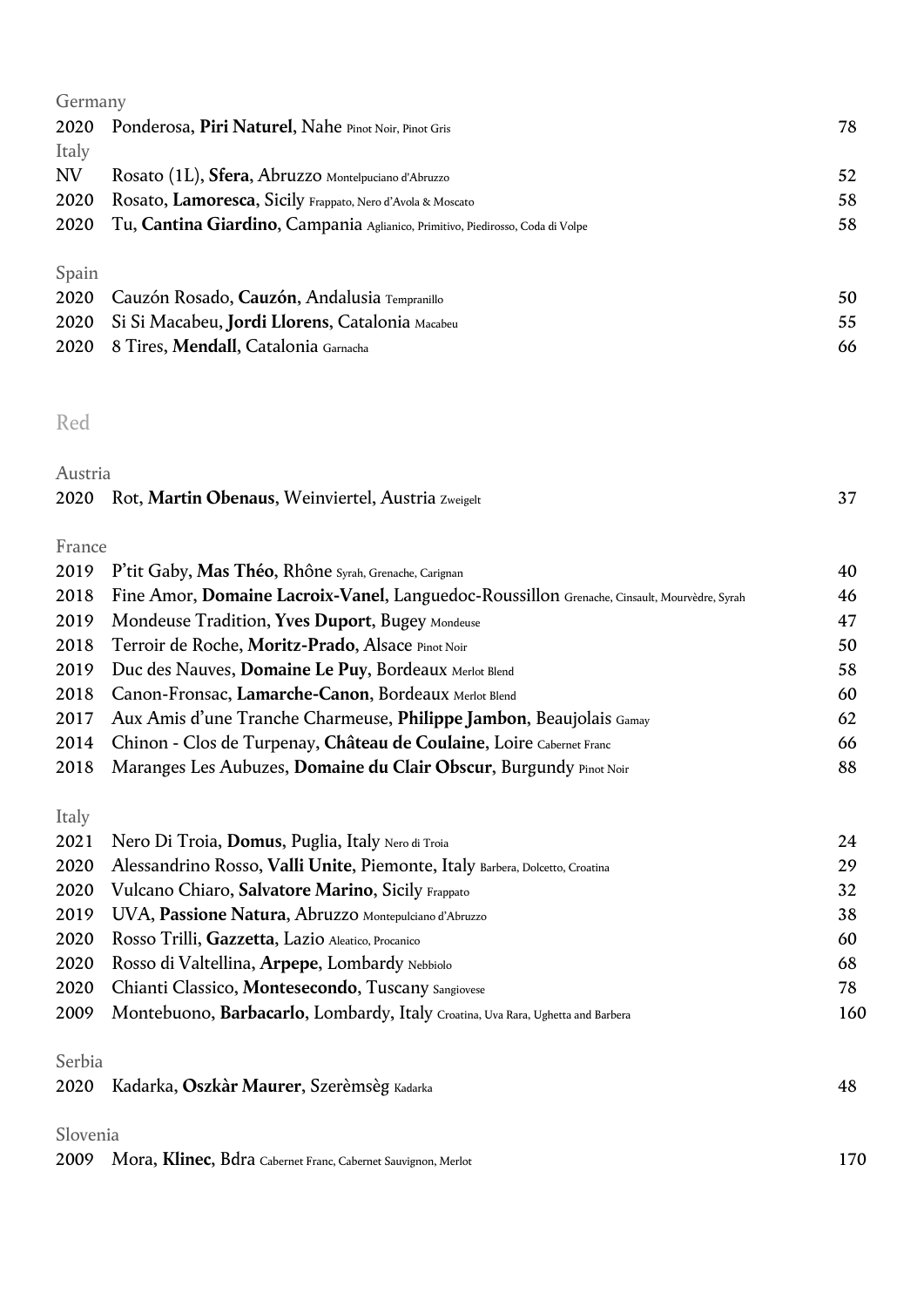Germany

| | | |
|---|---|---|
| 2020 | Ponderosa, **Piri Naturel**, Nahe Pinot Noir, Pinot Gris | 78 |

Italy

| | | |
|---|---|---|
| NV | Rosato (1L), **Sfera**, Abruzzo Montelpuciano d'Abruzzo | 52 |
| 2020 | Rosato, **Lamoresca**, Sicily Frappato, Nero d'Avola & Moscato | 58 |
| 2020 | Tu, **Cantina Giardino**, Campania Aglianico, Primitivo, Piedirosso, Coda di Volpe | 58 |

Spain

| | | |
|---|---|---|
| 2020 | Cauzón Rosado, **Cauzón**, Andalusia Tempranillo | 50 |
| 2020 | Si Si Macabeu, **Jordi Llorens**, Catalonia Macabeu | 55 |
| 2020 | 8 Tires, **Mendall**, Catalonia Garnacha | 66 |

## Red

Austria

| | | |
|---|---|---|
| 2020 | Rot, **Martin Obenaus**, Weinviertel, Austria Zweigelt | 37 |

France

| | | |
|---|---|---|
| 2019 | P'tit Gaby, **Mas Théo**, Rhône Syrah, Grenache, Carignan | 40 |
| 2018 | Fine Amor, **Domaine Lacroix-Vanel**, Languedoc-Roussillon Grenache, Cinsault, Mourvèdre, Syrah | 46 |
| 2019 | Mondeuse Tradition, **Yves Duport**, Bugey Mondeuse | 47 |
| 2018 | Terroir de Roche, **Moritz-Prado**, Alsace Pinot Noir | 50 |
| 2019 | Duc des Nauves, **Domaine Le Puy**, Bordeaux Merlot Blend | 58 |
| 2018 | Canon-Fronsac, **Lamarche-Canon**, Bordeaux Merlot Blend | 60 |
| 2017 | Aux Amis d'une Tranche Charmeuse, **Philippe Jambon**, Beaujolais Gamay | 62 |
| 2014 | Chinon - Clos de Turpenay, **Château de Coulaine**, Loire Cabernet Franc | 66 |
| 2018 | Maranges Les Aubuzes, **Domaine du Clair Obscur**, Burgundy Pinot Noir | 88 |

Italy

| | | |
|---|---|---|
| 2021 | Nero Di Troia, **Domus**, Puglia, Italy Nero di Troia | 24 |
| 2020 | Alessandrino Rosso, **Valli Unite**, Piemonte, Italy Barbera, Dolcetto, Croatina | 29 |
| 2020 | Vulcano Chiaro, **Salvatore Marino**, Sicily Frappato | 32 |
| 2019 | UVA, **Passione Natura**, Abruzzo Montepulciano d'Abruzzo | 38 |
| 2020 | Rosso Trilli, **Gazzetta**, Lazio Aleatico, Procanico | 60 |
| 2020 | Rosso di Valtellina, **Arpepe**, Lombardy Nebbiolo | 68 |
| 2020 | Chianti Classico, **Montesecondo**, Tuscany Sangiovese | 78 |
| 2009 | Montebuono, **Barbacarlo**, Lombardy, Italy Croatina, Uva Rara, Ughetta and Barbera | 160 |

Serbia

| | | |
|---|---|---|
| 2020 | Kadarka, **Oszkàr Maurer**, Szerèmsèg Kadarka | 48 |

Slovenia

| | | |
|---|---|---|
| 2009 | Mora, **Klinec**, Bdra Cabernet Franc, Cabernet Sauvignon, Merlot | 170 |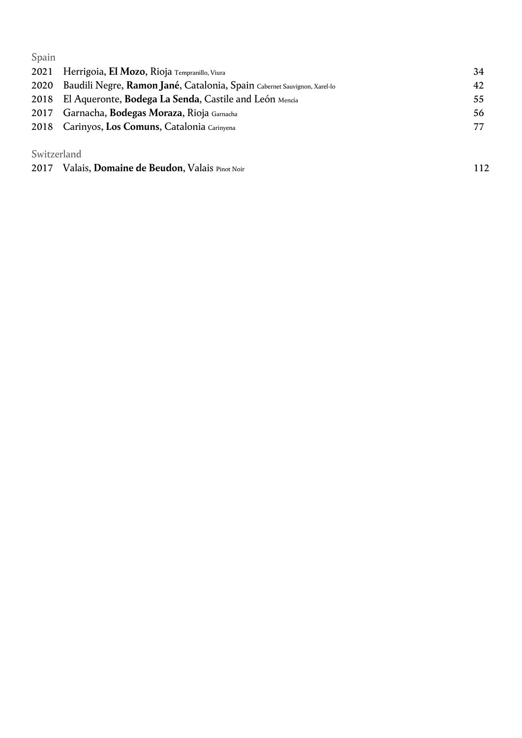## Spain

| | | |
|---|---|---|
| 2021 | Herrigoia, **El Mozo**, Rioja Tempranillo, Viura | 34 |
| 2020 | Baudili Negre, **Ramon Jané**, Catalonia, Spain Cabernet Sauvignon, Xarel-lo | 42 |
| 2018 | El Aqueronte, **Bodega La Senda**, Castile and León Mencía | 55 |
| 2017 | Garnacha, **Bodegas Moraza**, Rioja Garnacha | 56 |
| 2018 | Carinyos, **Los Comuns**, Catalonia Carinyena | 77 |

## Switzerland

| | | |
|---|---|---|
| 2017 | Valais, **Domaine de Beudon**, Valais Pinot Noir | 112 |